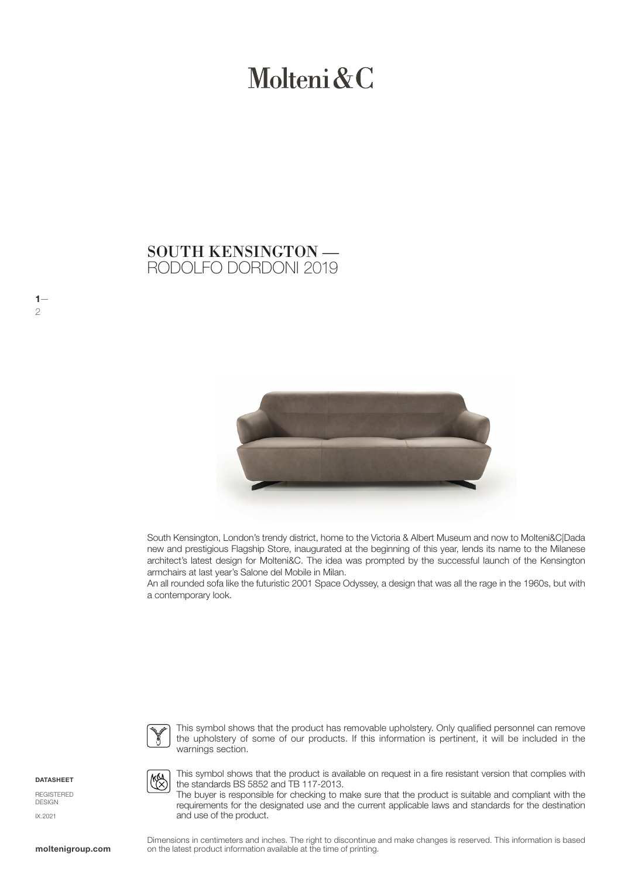# Molteni&C

## SOUTH KENSINGTON — RODOLFO DORDONI 2019

South Kensington, London's trendy district, home to the Victoria & Albert Museum and now to Molteni&C|Dada new and prestigious Flagship Store, inaugurated at the beginning of this year, lends its name to the Milanese architect's latest design for Molteni&C. The idea was prompted by the successful launch of the Kensington armchairs at last year's Salone del Mobile in Milan.
An all rounded sofa like the futuristic 2001 Space Odyssey, a design that was all the rage in the 1960s, but with a contemporary look.

This symbol shows that the product has removable upholstery. Only qualified personnel can remove the upholstery of some of our products. If this information is pertinent, it will be included in the warnings section.

This symbol shows that the product is available on request in a fire resistant version that complies with the standards BS 5852 and TB 117-2013.
The buyer is responsible for checking to make sure that the product is suitable and compliant with the requirements for the designated use and the current applicable laws and standards for the destination and use of the product.

**DATASHEET**

REGISTERED DESIGN

IX.2021

Dimensions in centimeters and inches. The right to discontinue and make changes is reserved. This information is based on the latest product information available at the time of printing.

**moltenigroup.com**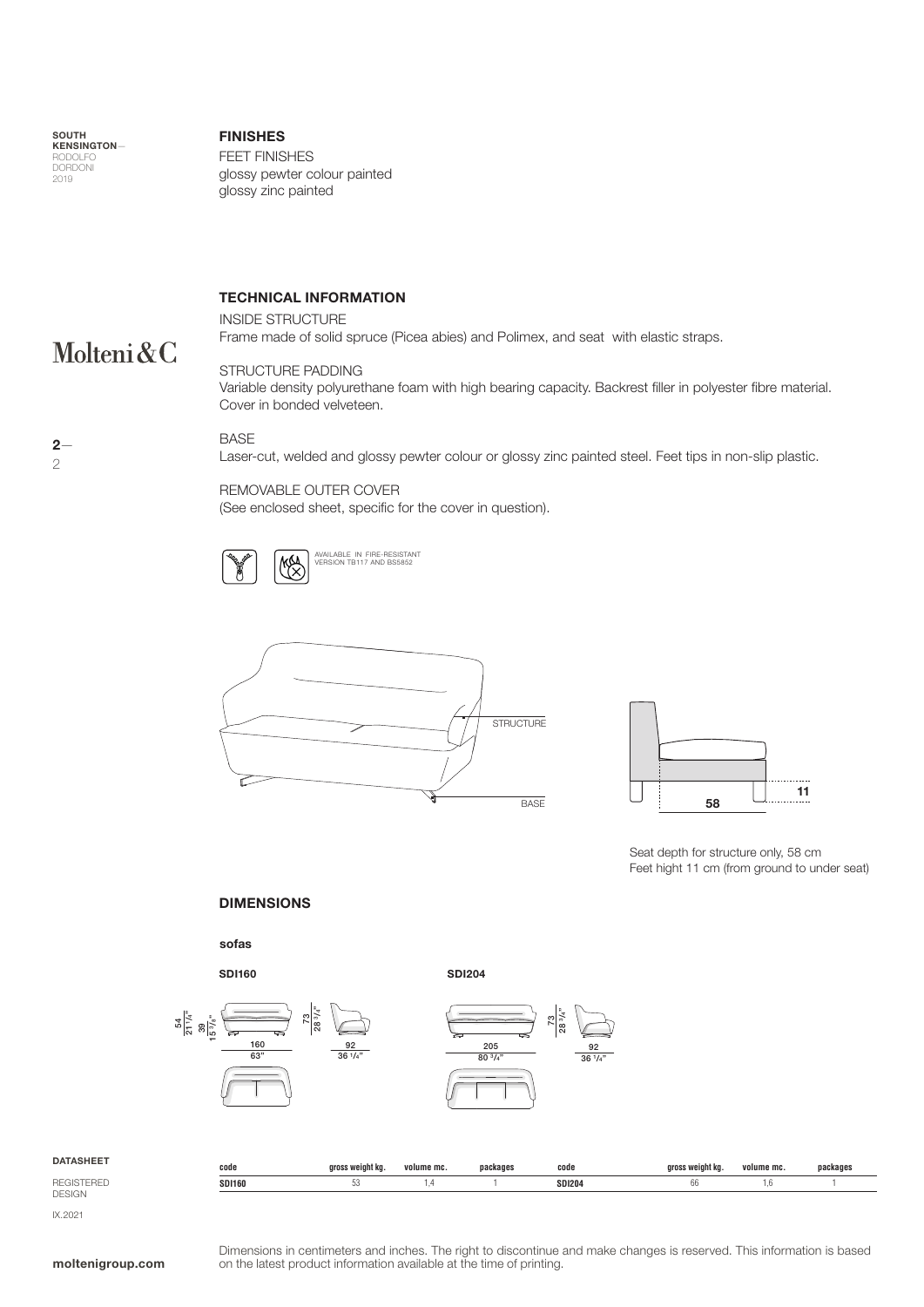SOUTH KENSINGTON— RODOLFO DORDONI 2019

Molteni&C

## FINISHES

FEET FINISHES
glossy pewter colour painted
glossy zinc painted

## TECHNICAL INFORMATION

INSIDE STRUCTURE
Frame made of solid spruce (Picea abies) and Polimex, and seat with elastic straps.

STRUCTURE PADDING
Variable density polyurethane foam with high bearing capacity. Backrest filler in polyester fibre material. Cover in bonded velveteen.

BASE
Laser-cut, welded and glossy pewter colour or glossy zinc painted steel. Feet tips in non-slip plastic.

REMOVABLE OUTER COVER
(See enclosed sheet, specific for the cover in question).

AVAILABLE IN FIRE-RESISTANT VERSION TB117 AND BS5852

STRUCTURE

BASE

58

11

Seat depth for structure only, 58 cm
Feet hight 11 cm (from ground to under seat)

## DIMENSIONS

**sofas**

**SDI160**

54
21 1/4"
39
15 3/8"
160
63"
73
28 3/4"
92
36 1/4"

**SDI204**

205
80 3/4"
73
28 3/4"
92
36 1/4"

DATASHEET

REGISTERED DESIGN

IX.2021

| code | gross weight kg. | volume mc. | packages | code | gross weight kg. | volume mc. | packages |
|---|---|---|---|---|---|---|---|
| SDI160 | 53 | 1,4 | 1 | SDI204 | 66 | 1,6 | 1 |

Dimensions in centimeters and inches. The right to discontinue and make changes is reserved. This information is based on the latest product information available at the time of printing.

moltenigroup.com